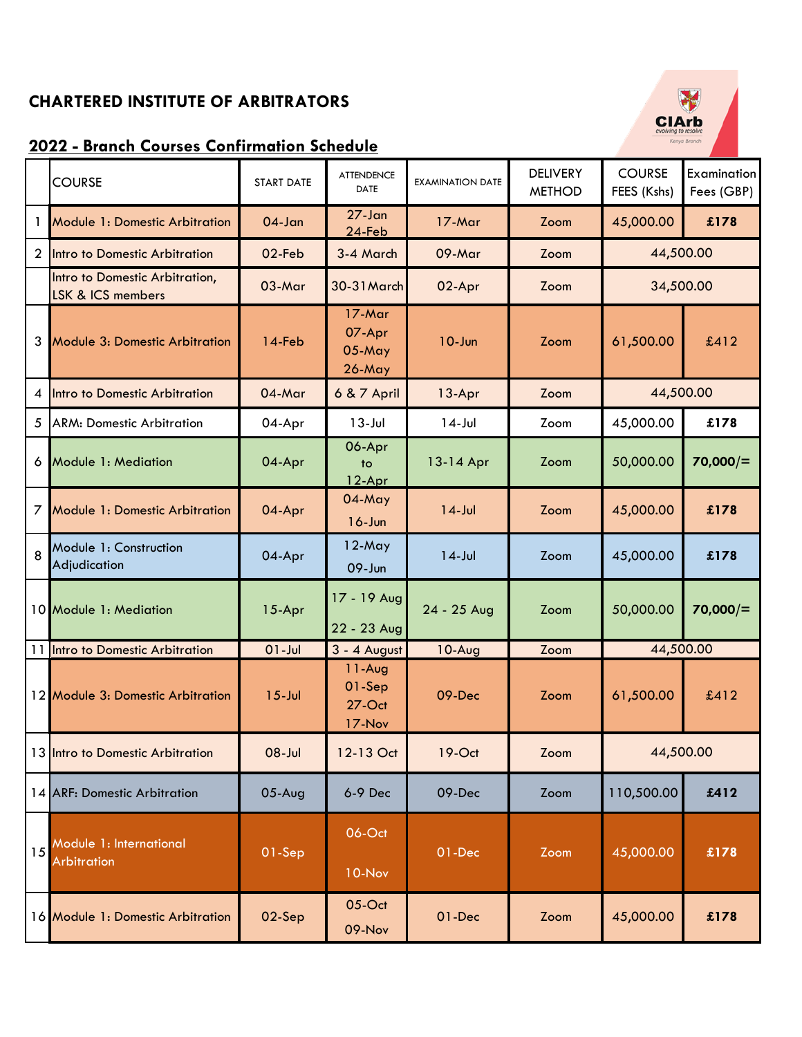# CHARTERED INSTITUTE OF ARBITRATORS

## 2022 - Branch Courses Confirmation Schedule

|  | COURSE | START DATE | ATTENDENCE DATE | EXAMINATION DATE | DELIVERY METHOD | COURSE FEES (Kshs) | Examination Fees (GBP) |
|---|---|---|---|---|---|---|---|
| 1 | Module 1: Domestic Arbitration | 04-Jan | 27-Jan 24-Feb | 17-Mar | Zoom | 45,000.00 | **£178** |
| 2 | Intro to Domestic Arbitration | 02-Feb | 3-4 March | 09-Mar | Zoom | 44,500.00 | |
|  | Intro to Domestic Arbitration, LSK & ICS members | 03-Mar | 30-31March | 02-Apr | Zoom | 34,500.00 | |
| 3 | Module 3: Domestic Arbitration | 14-Feb | 17-Mar 07-Apr 05-May 26-May | 10-Jun | Zoom | 61,500.00 | £412 |
| 4 | Intro to Domestic Arbitration | 04-Mar | 6 & 7 April | 13-Apr | Zoom | 44,500.00 | |
| 5 | ARM: Domestic Arbitration | 04-Apr | 13-Jul | 14-Jul | Zoom | 45,000.00 | **£178** |
| 6 | Module 1: Mediation | 04-Apr | 06-Apr to 12-Apr | 13-14 Apr | Zoom | 50,000.00 | **70,000/=** |
| 7 | Module 1: Domestic Arbitration | 04-Apr | 04-May 16-Jun | 14-Jul | Zoom | 45,000.00 | **£178** |
| 8 | Module 1: Construction Adjudication | 04-Apr | 12-May 09-Jun | 14-Jul | Zoom | 45,000.00 | **£178** |
| 10 | Module 1: Mediation | 15-Apr | 17 - 19 Aug 22 - 23 Aug | 24 - 25 Aug | Zoom | 50,000.00 | **70,000/=** |
| 11 | Intro to Domestic Arbitration | 01-Jul | 3 - 4 August | 10-Aug | Zoom | 44,500.00 | |
| 12 | Module 3: Domestic Arbitration | 15-Jul | 11-Aug 01-Sep 27-Oct 17-Nov | 09-Dec | Zoom | 61,500.00 | £412 |
| 13 | Intro to Domestic Arbitration | 08-Jul | 12-13 Oct | 19-Oct | Zoom | 44,500.00 | |
| 14 | ARF: Domestic Arbitration | 05-Aug | 6-9 Dec | 09-Dec | Zoom | 110,500.00 | **£412** |
| 15 | Module 1: International Arbitration | 01-Sep | 06-Oct 10-Nov | 01-Dec | Zoom | 45,000.00 | **£178** |
| 16 | Module 1: Domestic Arbitration | 02-Sep | 05-Oct 09-Nov | 01-Dec | Zoom | 45,000.00 | **£178** |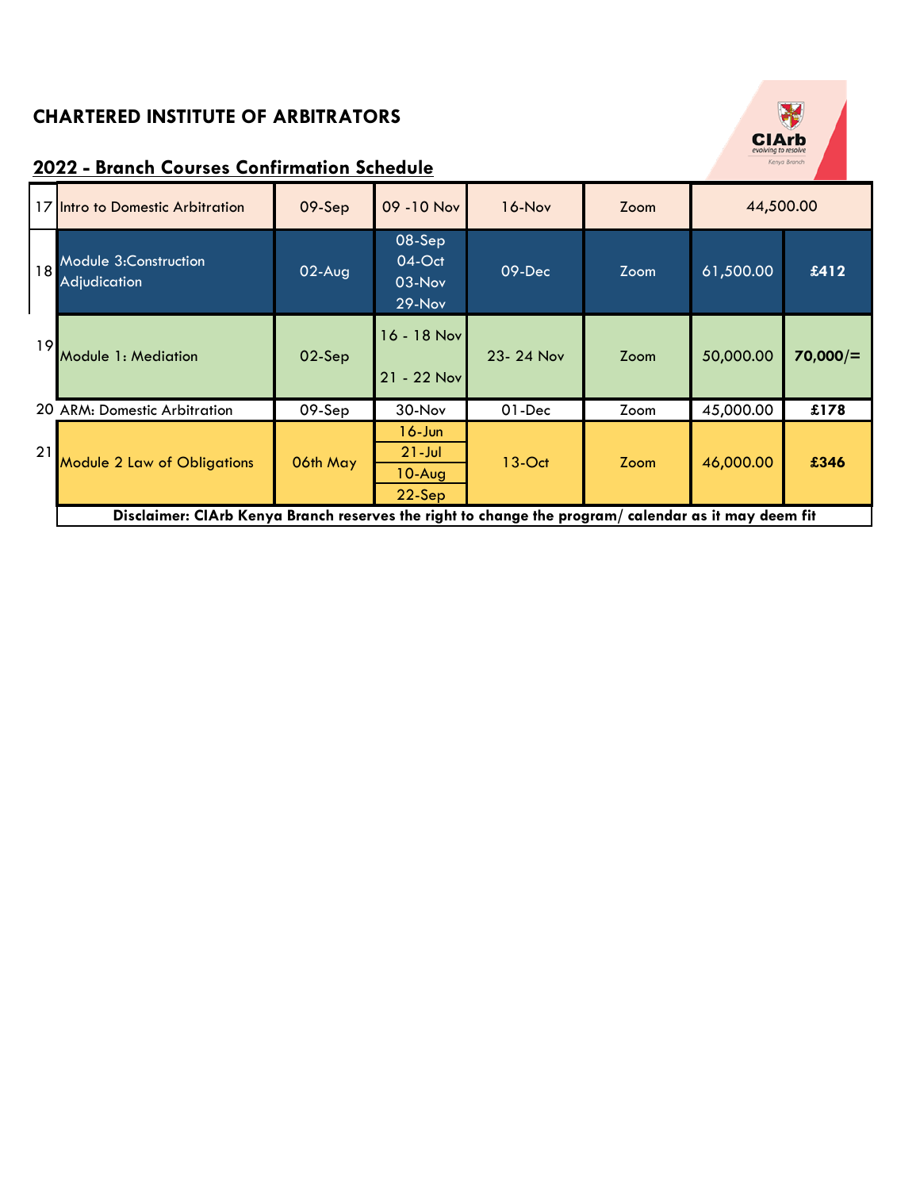**CHARTERED INSTITUTE OF ARBITRATORS**

**2022 - Branch Courses Confirmation Schedule**

| | | | | | | | |
|---|---|---|---|---|---|---|---|
| 17 | Intro to Domestic Arbitration | 09-Sep | 09 -10 Nov | 16-Nov | Zoom | 44,500.00 | |
| 18 | Module 3:Construction Adjudication | 02-Aug | 08-Sep<br>04-Oct<br>03-Nov<br>29-Nov | 09-Dec | Zoom | 61,500.00 | £412 |
| 19 | Module 1: Mediation | 02-Sep | 16 - 18 Nov<br>21 - 22 Nov | 23- 24 Nov | Zoom | 50,000.00 | 70,000/= |
| 20 | ARM: Domestic Arbitration | 09-Sep | 30-Nov | 01-Dec | Zoom | 45,000.00 | £178 |
| 21 | Module 2 Law of Obligations | 06th May | 16-Jun<br>21-Jul<br>10-Aug<br>22-Sep | 13-Oct | Zoom | 46,000.00 | £346 |

**Disclaimer: CIArb Kenya Branch reserves the right to change the program/ calendar as it may deem fit**